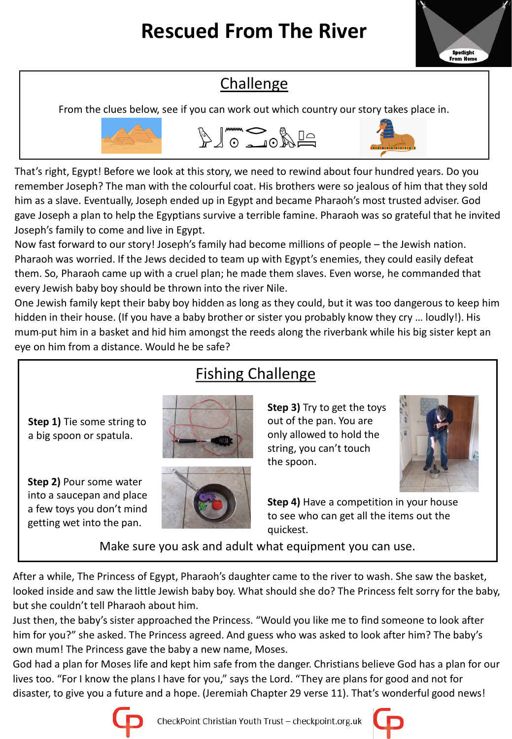# Rescued From The River

## Challenge

From the clues below, see if you can work out which country our story takes place in.

That's right, Egypt! Before we look at this story, we need to rewind about four hundred years. Do you remember Joseph? The man with the colourful coat. His brothers were so jealous of him that they sold him as a slave. Eventually, Joseph ended up in Egypt and became Pharaoh's most trusted adviser. God gave Joseph a plan to help the Egyptians survive a terrible famine. Pharaoh was so grateful that he invited Joseph's family to come and live in Egypt.

Now fast forward to our story! Joseph's family had become millions of people – the Jewish nation. Pharaoh was worried. If the Jews decided to team up with Egypt's enemies, they could easily defeat them. So, Pharaoh came up with a cruel plan; he made them slaves. Even worse, he commanded that every Jewish baby boy should be thrown into the river Nile.

One Jewish family kept their baby boy hidden as long as they could, but it was too dangerous to keep him hidden in their house. (If you have a baby brother or sister you probably know they cry … loudly!). His mum put him in a basket and hid him amongst the reeds along the riverbank while his big sister kept an eye on him from a distance. Would he be safe?

## Fishing Challenge

**Step 1)** Tie some string to a big spoon or spatula.

**Step 2)** Pour some water into a saucepan and place a few toys you don't mind getting wet into the pan.

**Step 3)** Try to get the toys out of the pan. You are only allowed to hold the string, you can't touch the spoon.

**Step 4)** Have a competition in your house to see who can get all the items out the quickest.

Make sure you ask and adult what equipment you can use.

After a while, The Princess of Egypt, Pharaoh's daughter came to the river to wash. She saw the basket, looked inside and saw the little Jewish baby boy. What should she do? The Princess felt sorry for the baby, but she couldn't tell Pharaoh about him.

Just then, the baby's sister approached the Princess. "Would you like me to find someone to look after him for you?" she asked. The Princess agreed. And guess who was asked to look after him? The baby's own mum! The Princess gave the baby a new name, Moses.

God had a plan for Moses life and kept him safe from the danger. Christians believe God has a plan for our lives too. "For I know the plans I have for you," says the Lord. "They are plans for good and not for disaster, to give you a future and a hope. (Jeremiah Chapter 29 verse 11). That's wonderful good news!

CheckPoint Christian Youth Trust – checkpoint.org.uk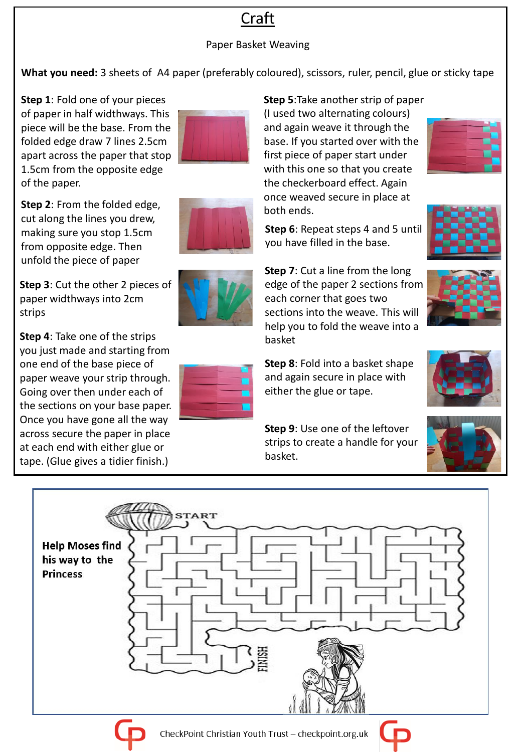# Craft

Paper Basket Weaving

**What you need:** 3 sheets of A4 paper (preferably coloured), scissors, ruler, pencil, glue or sticky tape

**Step 1**: Fold one of your pieces of paper in half widthways. This piece will be the base. From the folded edge draw 7 lines 2.5cm apart across the paper that stop 1.5cm from the opposite edge of the paper.

**Step 2**: From the folded edge, cut along the lines you drew, making sure you stop 1.5cm from opposite edge. Then unfold the piece of paper

**Step 3**: Cut the other 2 pieces of paper widthways into 2cm strips

**Step 4**: Take one of the strips you just made and starting from one end of the base piece of paper weave your strip through. Going over then under each of the sections on your base paper. Once you have gone all the way across secure the paper in place at each end with either glue or tape. (Glue gives a tidier finish.)

**Step 5**:Take another strip of paper (I used two alternating colours) and again weave it through the base. If you started over with the first piece of paper start under with this one so that you create the checkerboard effect. Again once weaved secure in place at both ends.

**Step 6**: Repeat steps 4 and 5 until you have filled in the base.

**Step 7**: Cut a line from the long edge of the paper 2 sections from each corner that goes two sections into the weave. This will help you to fold the weave into a basket

**Step 8**: Fold into a basket shape and again secure in place with either the glue or tape.

**Step 9**: Use one of the leftover strips to create a handle for your basket.

**Help Moses find his way to the Princess**

START

FINISH

CheckPoint Christian Youth Trust – checkpoint.org.uk